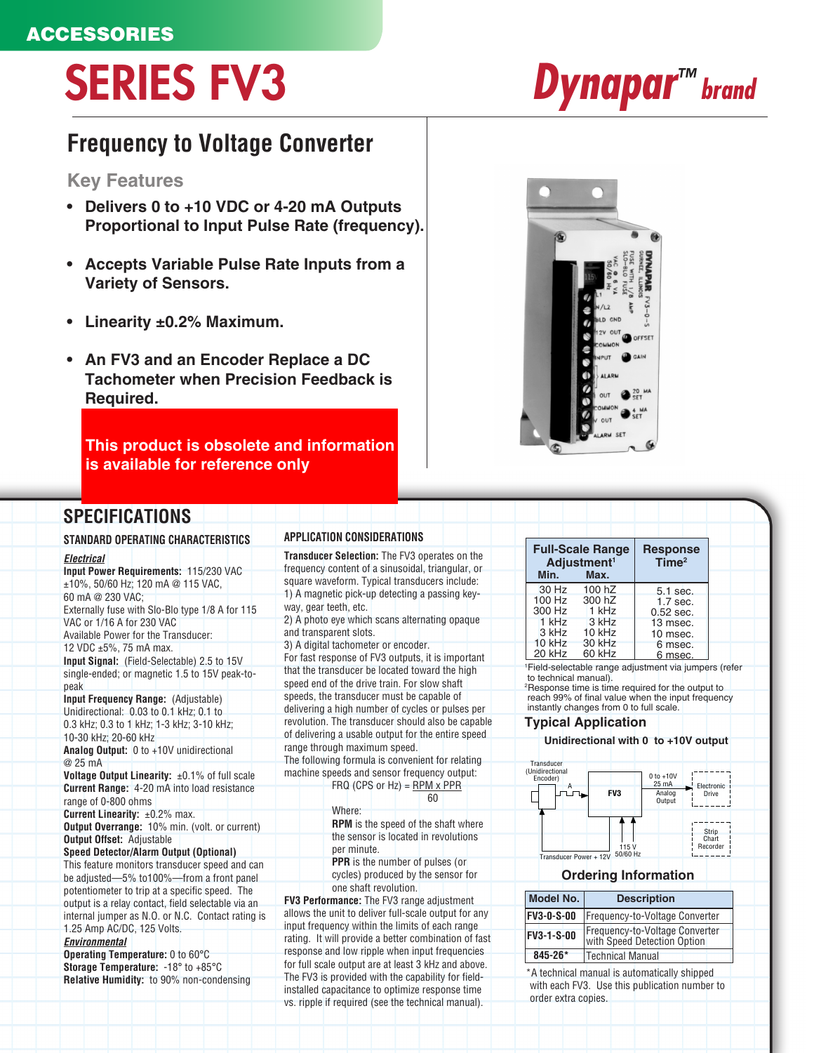ACCESSORIES

# SERIES FV3

Dynapar™ brand

## Frequency to Voltage Converter

### Key Features

- **Delivers 0 to +10 VDC or 4-20 mA Outputs Proportional to Input Pulse Rate (frequency).**
- **Accepts Variable Pulse Rate Inputs from a Variety of Sensors.**
- **Linearity ±0.2% Maximum.**
- **An FV3 and an Encoder Replace a DC Tachometer when Precision Feedback is Required.**

**This product is obsolete and information is available for reference only**

## SPECIFICATIONS

### STANDARD OPERATING CHARACTERISTICS

***Electrical***

**Input Power Requirements:** 115/230 VAC ±10%, 50/60 Hz; 120 mA @ 115 VAC, 60 mA @ 230 VAC;
Externally fuse with Slo-Blo type 1/8 A for 115 VAC or 1/16 A for 230 VAC
Available Power for the Transducer: 12 VDC ±5%, 75 mA max.

**Input Signal:** (Field-Selectable) 2.5 to 15V single-ended; or magnetic 1.5 to 15V peak-to-peak

**Input Frequency Range:** (Adjustable) Unidirectional: 0.03 to 0.1 kHz; 0.1 to 0.3 kHz; 0.3 to 1 kHz; 1-3 kHz; 3-10 kHz; 10-30 kHz; 20-60 kHz

**Analog Output:** 0 to +10V unidirectional @ 25 mA

**Voltage Output Linearity:** ±0.1% of full scale

**Current Range:** 4-20 mA into load resistance range of 0-800 ohms

**Current Linearity:** ±0.2% max.

**Output Overrange:** 10% min. (volt. or current)

**Output Offset:** Adjustable

**Speed Detector/Alarm Output (Optional)**
This feature monitors transducer speed and can be adjusted—5% to100%—from a front panel potentiometer to trip at a specific speed. The output is a relay contact, field selectable via an internal jumper as N.O. or N.C. Contact rating is 1.25 Amp AC/DC, 125 Volts.

***Environmental***

**Operating Temperature:** 0 to 60°C

**Storage Temperature:** -18° to +85°C

**Relative Humidity:** to 90% non-condensing

### APPLICATION CONSIDERATIONS

**Transducer Selection:** The FV3 operates on the frequency content of a sinusoidal, triangular, or square waveform. Typical transducers include:
1) A magnetic pick-up detecting a passing key-way, gear teeth, etc.
2) A photo eye which scans alternating opaque and transparent slots.
3) A digital tachometer or encoder.
For fast response of FV3 outputs, it is important that the transducer be located toward the high speed end of the drive train. For slow shaft speeds, the transducer must be capable of delivering a high number of cycles or pulses per revolution. The transducer should also be capable of delivering a usable output for the entire speed range through maximum speed.
The following formula is convenient for relating machine speeds and sensor frequency output:

$$\text{FRQ (CPS or Hz)} = \frac{\text{RPM} \times \text{PPR}}{60}$$

Where:
**RPM** is the speed of the shaft where the sensor is located in revolutions per minute.
**PPR** is the number of pulses (or cycles) produced by the sensor for one shaft revolution.

**FV3 Performance:** The FV3 range adjustment allows the unit to deliver full-scale output for any input frequency within the limits of each range rating. It will provide a better combination of fast response and low ripple when input frequencies for full scale output are at least 3 kHz and above. The FV3 is provided with the capability for field-installed capacitance to optimize response time vs. ripple if required (see the technical manual).

| Full-Scale Range Adjustment[1] Min. | Max. | Response Time[2] |
|---|---|---|
| 30 Hz | 100 hZ | 5.1 sec. |
| 100 Hz | 300 hZ | 1.7 sec. |
| 300 Hz | 1 kHz | 0.52 sec. |
| 1 kHz | 3 kHz | 13 msec. |
| 3 kHz | 10 kHz | 10 msec. |
| 10 kHz | 30 kHz | 6 msec. |
| 20 kHz | 60 kHz | 6 msec. |

[1]Field-selectable range adjustment via jumpers (refer to technical manual).
[2]Response time is time required for the output to reach 99% of final value when the input frequency instantly changes from 0 to full scale.

### Typical Application

Unidirectional with 0 to +10V output

Transducer (Unidirectional Encoder) — A — FV3 — 0 to +10V 25 mA Analog Output — Electronic Drive; Strip Chart Recorder; Transducer Power + 12V; 115 V 50/60 Hz

### Ordering Information

| Model No. | Description |
|---|---|
| FV3-0-S-00 | Frequency-to-Voltage Converter |
| FV3-1-S-00 | Frequency-to-Voltage Converter with Speed Detection Option |
| 845-26* | Technical Manual |

*A technical manual is automatically shipped with each FV3. Use this publication number to order extra copies.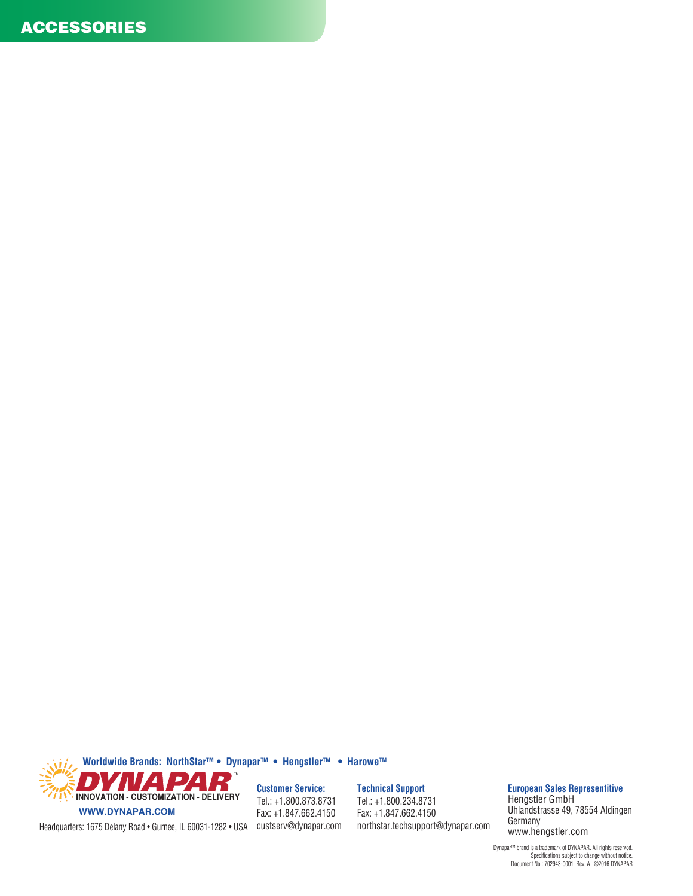# ACCESSORIES

**Worldwide Brands: NorthStar™ • Dynapar™ • Hengstler™ • Harowe™**

DYNAPAR™
INNOVATION - CUSTOMIZATION - DELIVERY
WWW.DYNAPAR.COM

Headquarters: 1675 Delany Road • Gurnee, IL 60031-1282 • USA

**Customer Service:**
Tel.: +1.800.873.8731
Fax: +1.847.662.4150
custserv@dynapar.com

**Technical Support**
Tel.: +1.800.234.8731
Fax: +1.847.662.4150
northstar.techsupport@dynapar.com

**European Sales Representitive**
Hengstler GmbH
Uhlandstrasse 49, 78554 Aldingen
Germany
www.hengstler.com

Dynapar™ brand is a trademark of DYNAPAR. All rights reserved.
Specifications subject to change without notice.
Document No.: 702943-0001 Rev. A ©2016 DYNAPAR